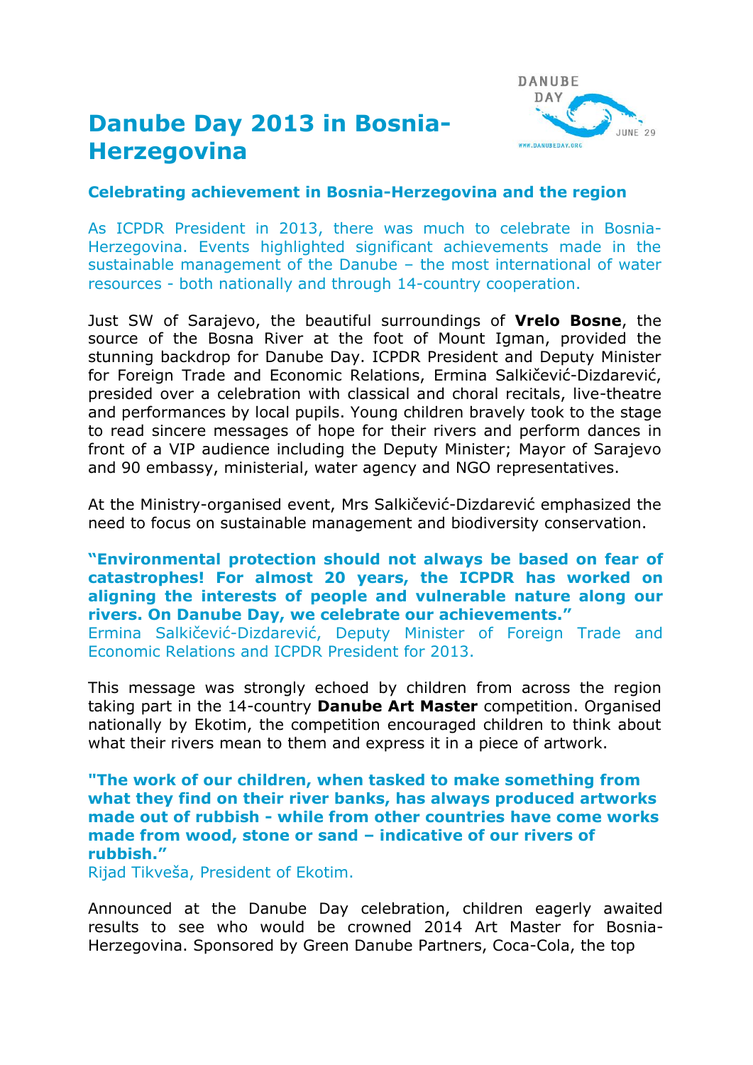# Danube Day 2013 in Bosnia-Herzegovina

## Celebrating achievement in Bosnia-Herzegovina and the region

As ICPDR President in 2013, there was much to celebrate in Bosnia-Herzegovina. Events highlighted significant achievements made in the sustainable management of the Danube – the most international of water resources - both nationally and through 14-country cooperation.

Just SW of Sarajevo, the beautiful surroundings of **Vrelo Bosne**, the source of the Bosna River at the foot of Mount Igman, provided the stunning backdrop for Danube Day. ICPDR President and Deputy Minister for Foreign Trade and Economic Relations, Ermina Salkičević-Dizdarević, presided over a celebration with classical and choral recitals, live-theatre and performances by local pupils. Young children bravely took to the stage to read sincere messages of hope for their rivers and perform dances in front of a VIP audience including the Deputy Minister; Mayor of Sarajevo and 90 embassy, ministerial, water agency and NGO representatives.

At the Ministry-organised event, Mrs Salkičević-Dizdarević emphasized the need to focus on sustainable management and biodiversity conservation.

**"Environmental protection should not always be based on fear of catastrophes! For almost 20 years, the ICPDR has worked on aligning the interests of people and vulnerable nature along our rivers. On Danube Day, we celebrate our achievements."**
Ermina Salkičević-Dizdarević, Deputy Minister of Foreign Trade and Economic Relations and ICPDR President for 2013.

This message was strongly echoed by children from across the region taking part in the 14-country **Danube Art Master** competition. Organised nationally by Ekotim, the competition encouraged children to think about what their rivers mean to them and express it in a piece of artwork.

**"The work of our children, when tasked to make something from what they find on their river banks, has always produced artworks made out of rubbish - while from other countries have come works made from wood, stone or sand – indicative of our rivers of rubbish."**
Rijad Tikveša, President of Ekotim.

Announced at the Danube Day celebration, children eagerly awaited results to see who would be crowned 2014 Art Master for Bosnia-Herzegovina. Sponsored by Green Danube Partners, Coca-Cola, the top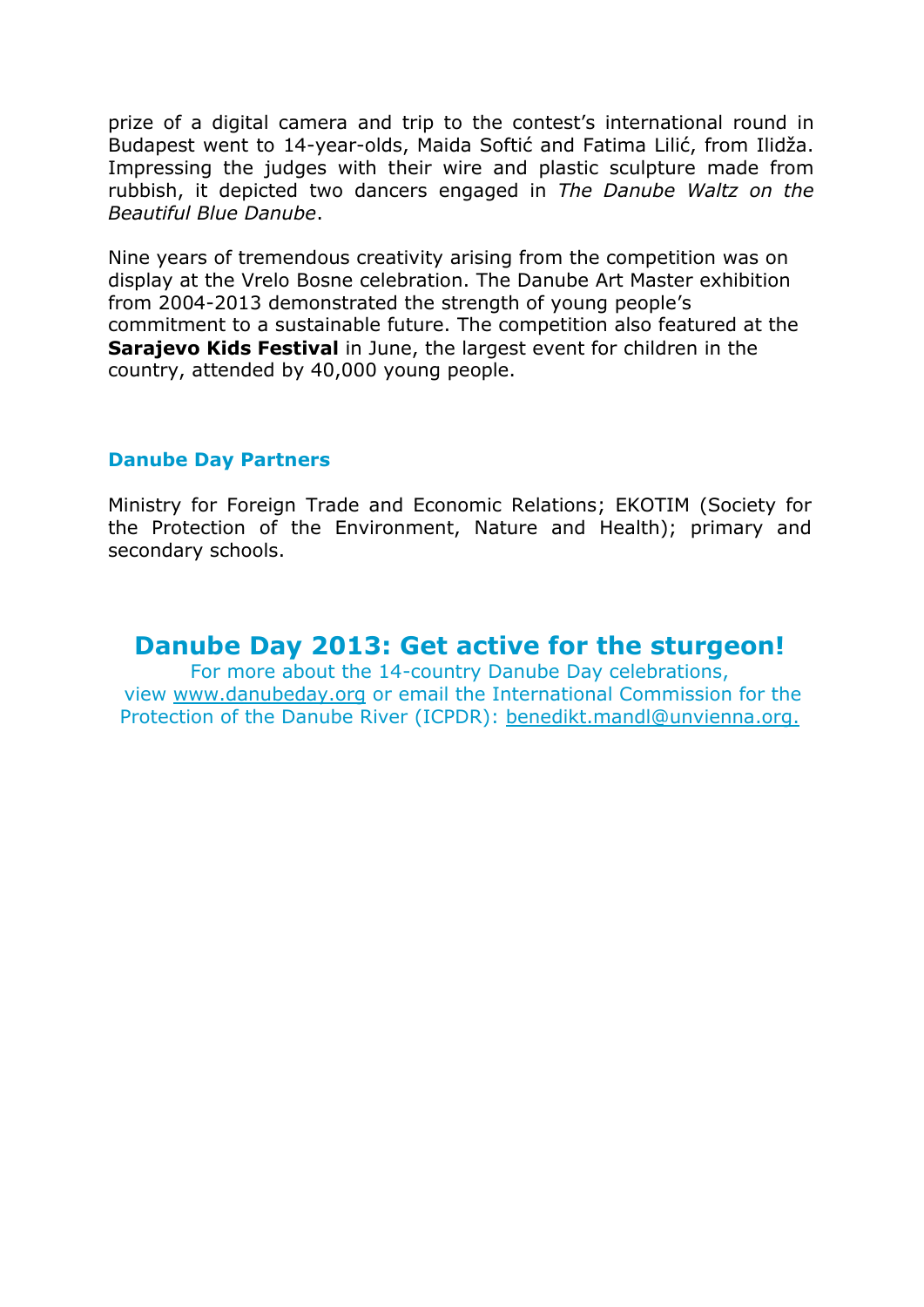prize of a digital camera and trip to the contest's international round in Budapest went to 14-year-olds, Maida Softić and Fatima Lilić, from Ilidža. Impressing the judges with their wire and plastic sculpture made from rubbish, it depicted two dancers engaged in *The Danube Waltz on the Beautiful Blue Danube*.

Nine years of tremendous creativity arising from the competition was on display at the Vrelo Bosne celebration. The Danube Art Master exhibition from 2004-2013 demonstrated the strength of young people's commitment to a sustainable future. The competition also featured at the **Sarajevo Kids Festival** in June, the largest event for children in the country, attended by 40,000 young people.

### Danube Day Partners

Ministry for Foreign Trade and Economic Relations; EKOTIM (Society for the Protection of the Environment, Nature and Health); primary and secondary schools.

## Danube Day 2013: Get active for the sturgeon!

For more about the 14-country Danube Day celebrations, view www.danubeday.org or email the International Commission for the Protection of the Danube River (ICPDR): benedikt.mandl@unvienna.org.